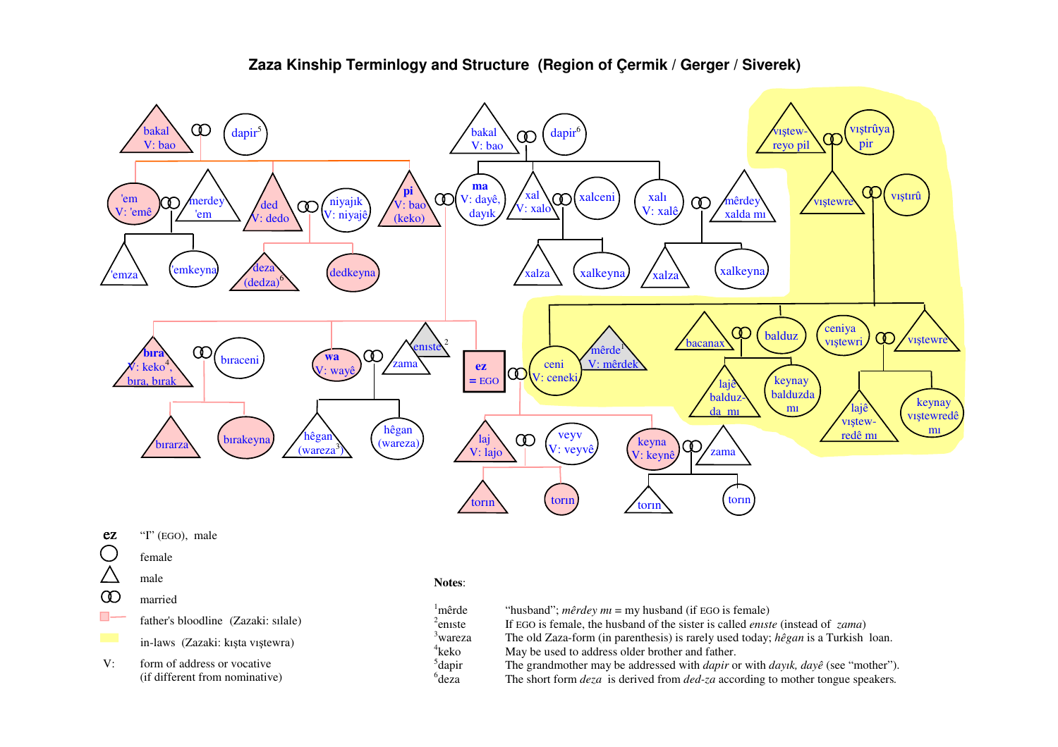# Zaza Kinship Terminlogy and Structure (Region of Çermik / Gerger / Siverek)

bakal
V: bao

dapir[5]

'em
V: 'emê

merdey
'em

ded
V: dedo

niyajık
V: niyajê

pi
V: bao
(keko)

'emza

'emkeyna

deza
(dedza)[6]

dedkeyna

bakal
V: bao

dapir[6]

ma
V: dayê,
dayık

xal
V: xalo

xalceni

xalı
V: xalê

mêrdey
xalda mı

xalza

xalkeyna

xalza

xalkeyna

vıştew-
reyo pil

vıştrûya
pir

vıştewre

vıştırû

bıra
V: keko[4],
bıra, bırak

bıraceni

bırarza

bırakeyna

wa
V: wayê

zama

enıste[2]

hêgan
(wareza[3])

hêgan
(wareza)

ez
= EGO

laj
V: lajo

veyv
V: veyvê

torın

torın

keyna
V: keynê

zama

torın

torın

ceni
V: ceneki

mêrde[1]
V: mêrdek

bacanax

balduz

lajê
balduz-
da mı

keynay
balduzda
mı

ceniya
vıştewri

vıştewre

lajê
vıştew-
redê mı

keynay
vıştewredê
mı

**ez** “I” (EGO), male

○ female

△ male

married

father's bloodline (Zazaki: sılale)

in-laws (Zazaki: kışta vıştewra)

V: form of address or vocative (if different from nominative)

**Notes**:

| | |
|---|---|
| [1]mêrde | “husband”; *mêrdey mı* = my husband (if EGO is female) |
| [2]enıste | If EGO is female, the husband of the sister is called *enıste* (instead of *zama*) |
| [3]wareza | The old Zaza-form (in parenthesis) is rarely used today; *hêgan* is a Turkish loan. |
| [4]keko | May be used to address older brother and father. |
| [5]dapir | The grandmother may be addressed with *dapir* or with *dayık, dayê* (see “mother”). |
| [6]deza | The short form *deza* is derived from *ded-za* according to mother tongue speakers. |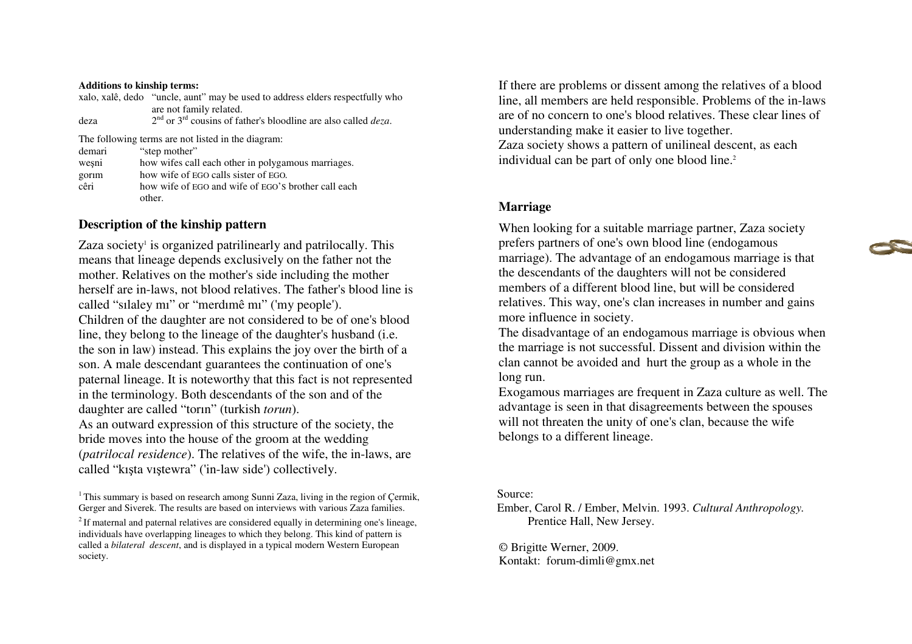**Additions to kinship terms:**

| | |
|---|---|
| xalo, xalê, dedo | "uncle, aunt" may be used to address elders respectfully who are not family related. |
| deza | 2nd or 3rd cousins of father's bloodline are also called *deza*. |

The following terms are not listed in the diagram:

| | |
|---|---|
| demari | "step mother" |
| weşni | how wifes call each other in polygamous marriages. |
| gorım | how wife of EGO calls sister of EGO. |
| cêri | how wife of EGO and wife of EGO's brother call each other. |

## Description of the kinship pattern

Zaza society[1] is organized patrilinearly and patrilocally. This means that lineage depends exclusively on the father not the mother. Relatives on the mother's side including the mother herself are in-laws, not blood relatives. The father's blood line is called "sılaley mı" or "merdımê mı" ('my people').
Children of the daughter are not considered to be of one's blood line, they belong to the lineage of the daughter's husband (i.e. the son in law) instead. This explains the joy over the birth of a son. A male descendant guarantees the continuation of one's paternal lineage. It is noteworthy that this fact is not represented in the terminology. Both descendants of the son and of the daughter are called "torın" (turkish *torun*).
As an outward expression of this structure of the society, the bride moves into the house of the groom at the wedding (*patrilocal residence*). The relatives of the wife, the in-laws, are called "kışta vıştewra" ('in-law side') collectively.

If there are problems or dissent among the relatives of a blood line, all members are held responsible. Problems of the in-laws are of no concern to one's blood relatives. These clear lines of understanding make it easier to live together.
Zaza society shows a pattern of unilineal descent, as each individual can be part of only one blood line.[2]

## Marriage

When looking for a suitable marriage partner, Zaza society prefers partners of one's own blood line (endogamous marriage). The advantage of an endogamous marriage is that the descendants of the daughters will not be considered members of a different blood line, but will be considered relatives. This way, one's clan increases in number and gains more influence in society.
The disadvantage of an endogamous marriage is obvious when the marriage is not successful. Dissent and division within the clan cannot be avoided and hurt the group as a whole in the long run.
Exogamous marriages are frequent in Zaza culture as well. The advantage is seen in that disagreements between the spouses will not threaten the unity of one's clan, because the wife belongs to a different lineage.

[1] This summary is based on research among Sunni Zaza, living in the region of Çermik, Gerger and Siverek. The results are based on interviews with various Zaza families.

[2] If maternal and paternal relatives are considered equally in determining one's lineage, individuals have overlapping lineages to which they belong. This kind of pattern is called a *bilateral descent*, and is displayed in a typical modern Western European society.

Source:
Ember, Carol R. / Ember, Melvin. 1993. *Cultural Anthropology.* Prentice Hall, New Jersey.

© Brigitte Werner, 2009.
Kontakt: forum-dimli@gmx.net